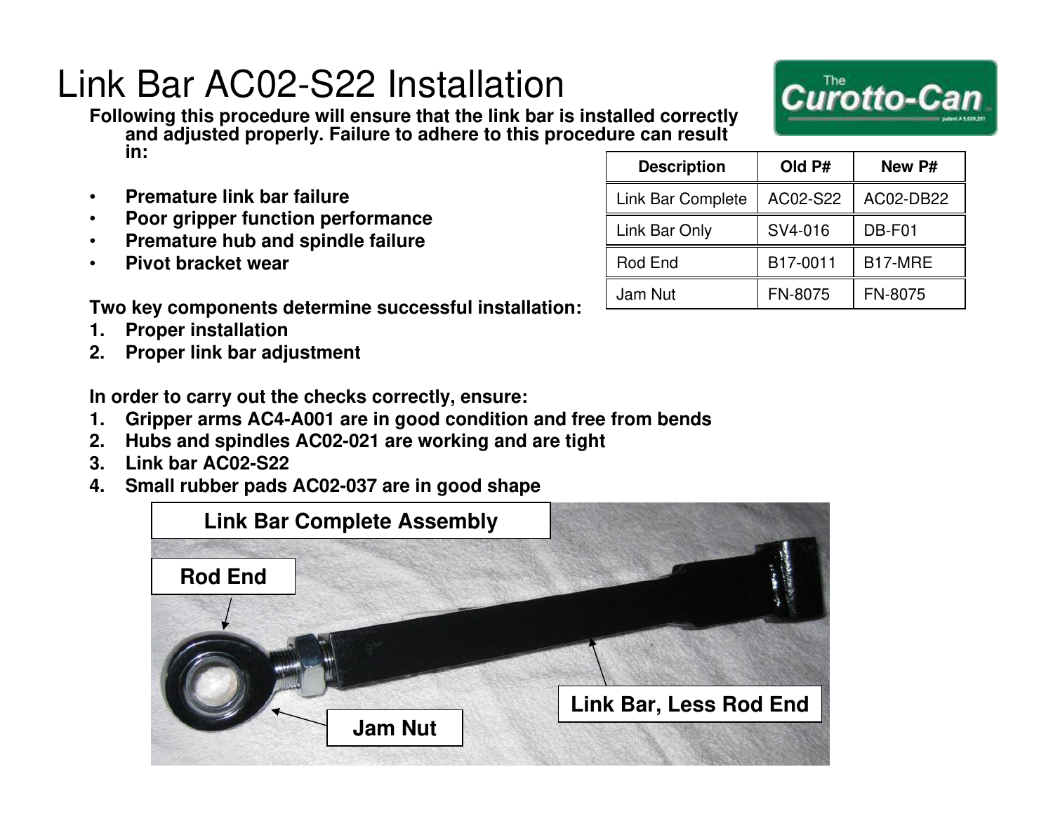# Link Bar AC02-S22 Installation

**Following this procedure will ensure that the link bar is installed correctly and adjusted properly. Failure to adhere to this procedure can result in:**

- **Premature link bar failure**
- **Poor gripper function performance**
- **Premature hub and spindle failure**
- **Pivot bracket wear**

| Description | Old P# | New P# |
|---|---|---|
| Link Bar Complete | AC02-S22 | AC02-DB22 |
| Link Bar Only | SV4-016 | DB-F01 |
| Rod End | B17-0011 | B17-MRE |
| Jam Nut | FN-8075 | FN-8075 |

**Two key components determine successful installation:**

1. **Proper installation**
2. **Proper link bar adjustment**

**In order to carry out the checks correctly, ensure:**

1. **Gripper arms AC4-A001 are in good condition and free from bends**
2. **Hubs and spindles AC02-021 are working and are tight**
3. **Link bar AC02-S22**
4. **Small rubber pads AC02-037 are in good shape**

**Link Bar Complete Assembly**

**Rod End**

**Jam Nut**

**Link Bar, Less Rod End**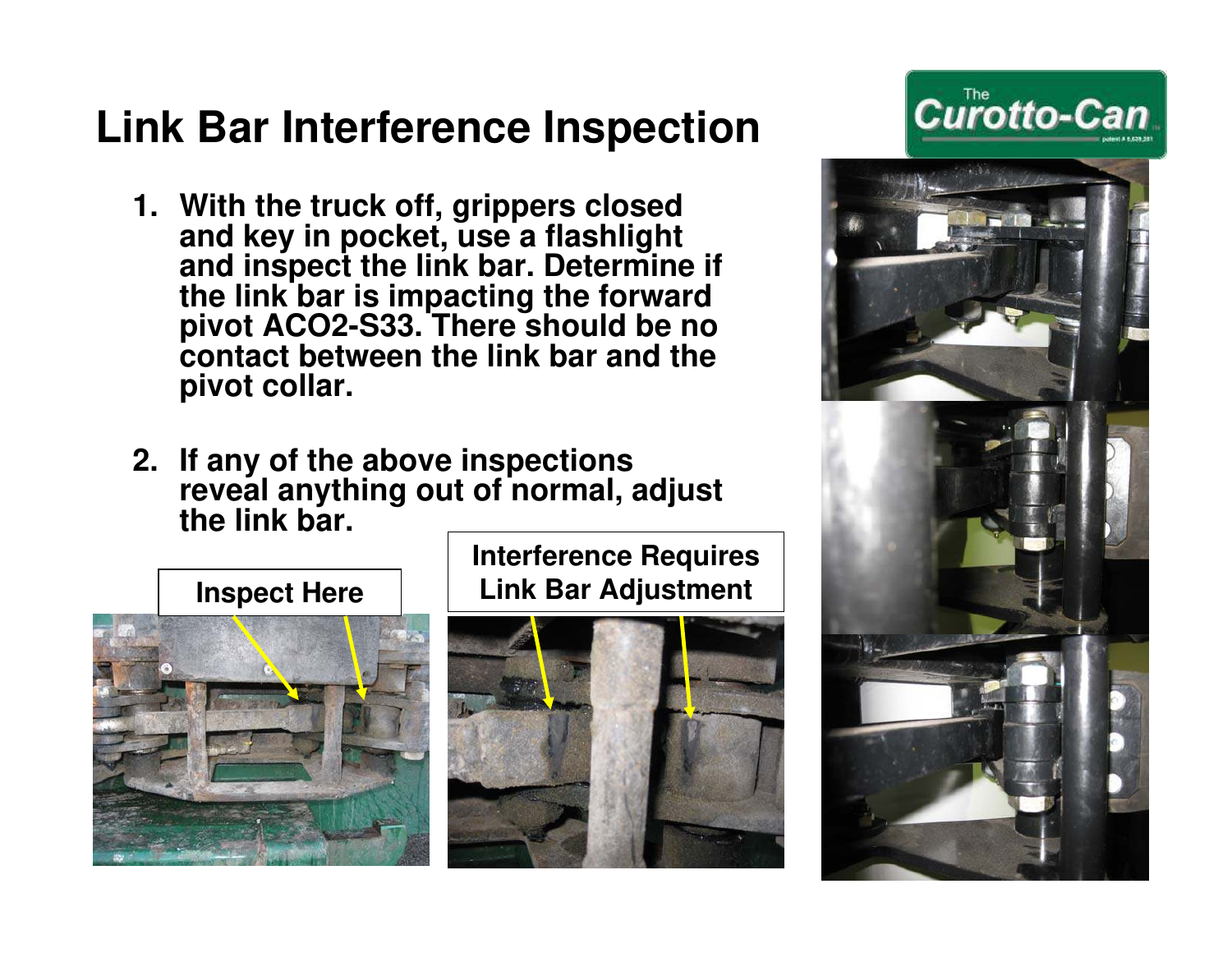# Link Bar Interference Inspection

The Curotto-Can

1. With the truck off, grippers closed and key in pocket, use a flashlight and inspect the link bar. Determine if the link bar is impacting the forward pivot ACO2-S33. There should be no contact between the link bar and the pivot collar.

2. If any of the above inspections reveal anything out of normal, adjust the link bar.

Inspect Here

Interference Requires Link Bar Adjustment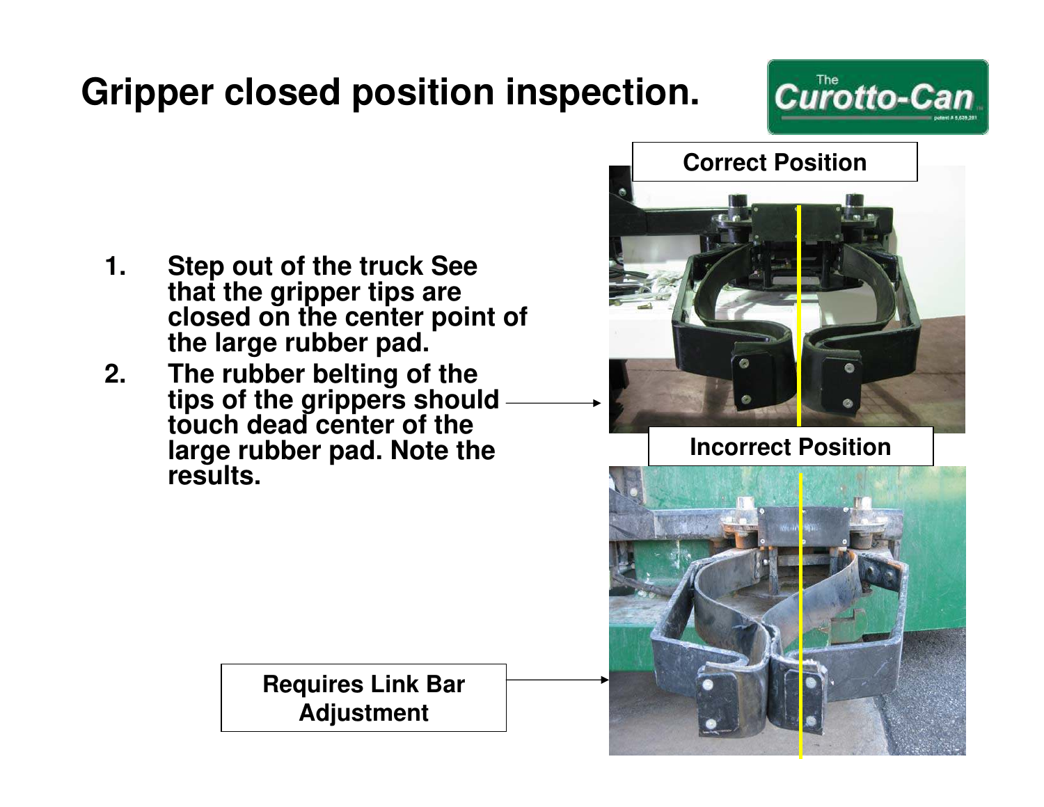# Gripper closed position inspection.

1. **Step out of the truck See that the gripper tips are closed on the center point of the large rubber pad.**
2. **The rubber belting of the tips of the grippers should touch dead center of the large rubber pad. Note the results.**

**Correct Position**

**Incorrect Position**

**Requires Link Bar Adjustment**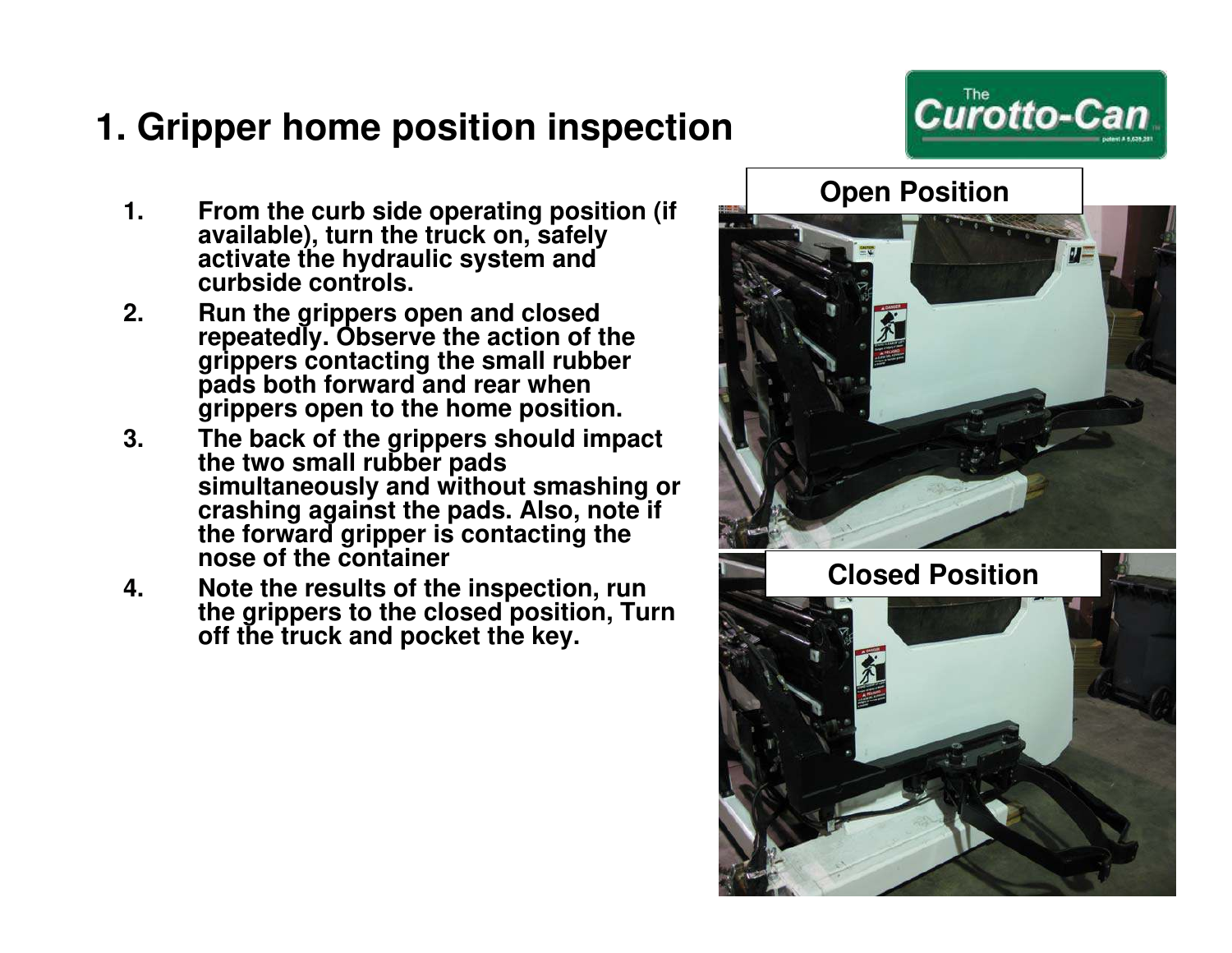# 1. Gripper home position inspection

1. **From the curb side operating position (if available), turn the truck on, safely activate the hydraulic system and curbside controls.**
2. **Run the grippers open and closed repeatedly. Observe the action of the grippers contacting the small rubber pads both forward and rear when grippers open to the home position.**
3. **The back of the grippers should impact the two small rubber pads simultaneously and without smashing or crashing against the pads. Also, note if the forward gripper is contacting the nose of the container**
4. **Note the results of the inspection, run the grippers to the closed position, Turn off the truck and pocket the key.**

**Open Position**

**Closed Position**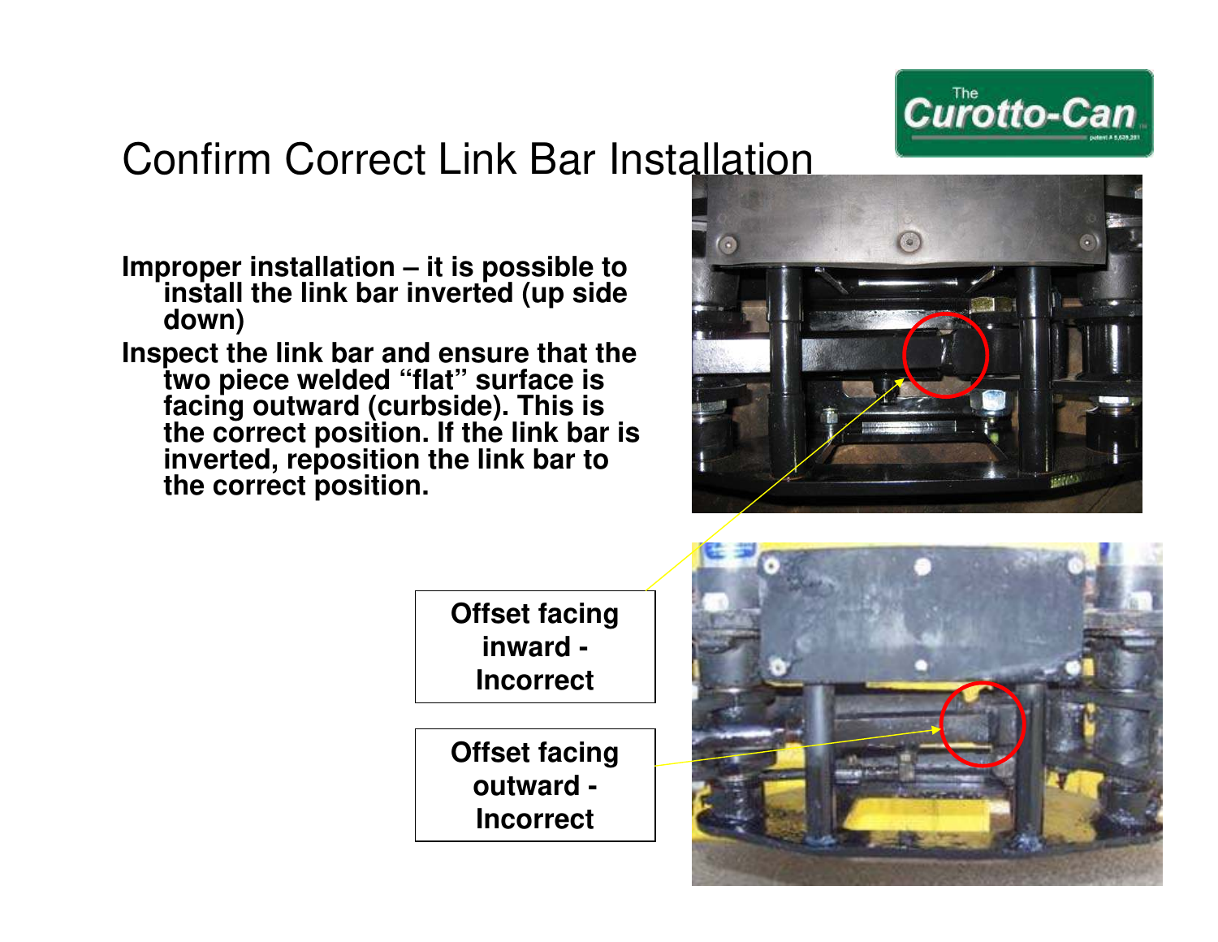# Confirm Correct Link Bar Installation

**Improper installation – it is possible to install the link bar inverted (up side down)**

**Inspect the link bar and ensure that the two piece welded "flat" surface is facing outward (curbside). This is the correct position. If the link bar is inverted, reposition the link bar to the correct position.**

**Offset facing inward - Incorrect**

**Offset facing outward - Incorrect**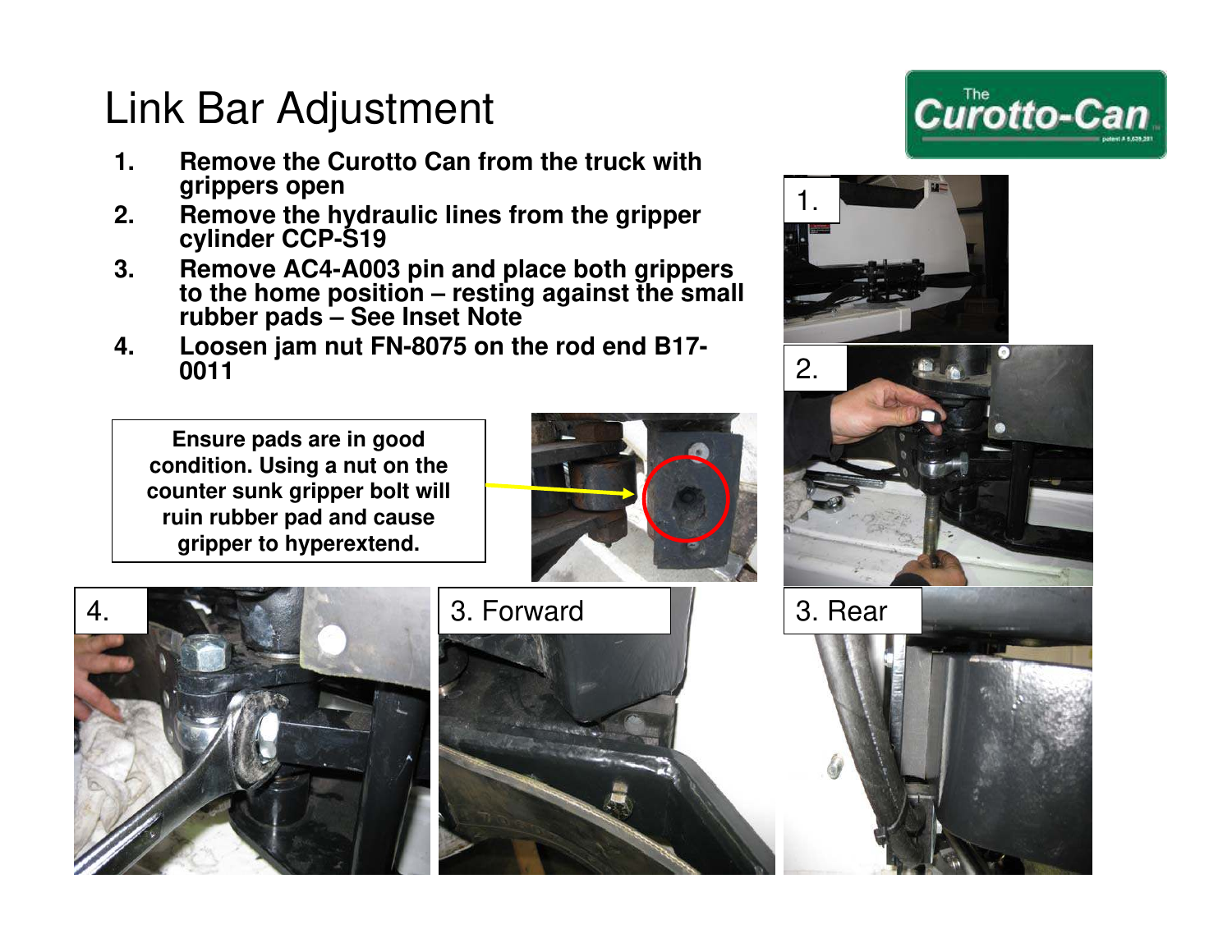# Link Bar Adjustment

1. **Remove the Curotto Can from the truck with grippers open**
2. **Remove the hydraulic lines from the gripper cylinder CCP-S19**
3. **Remove AC4-A003 pin and place both grippers to the home position – resting against the small rubber pads – See Inset Note**
4. **Loosen jam nut FN-8075 on the rod end B17-0011**

**Ensure pads are in good condition. Using a nut on the counter sunk gripper bolt will ruin rubber pad and cause gripper to hyperextend.**

1.

2.

3. Forward

3. Rear

4.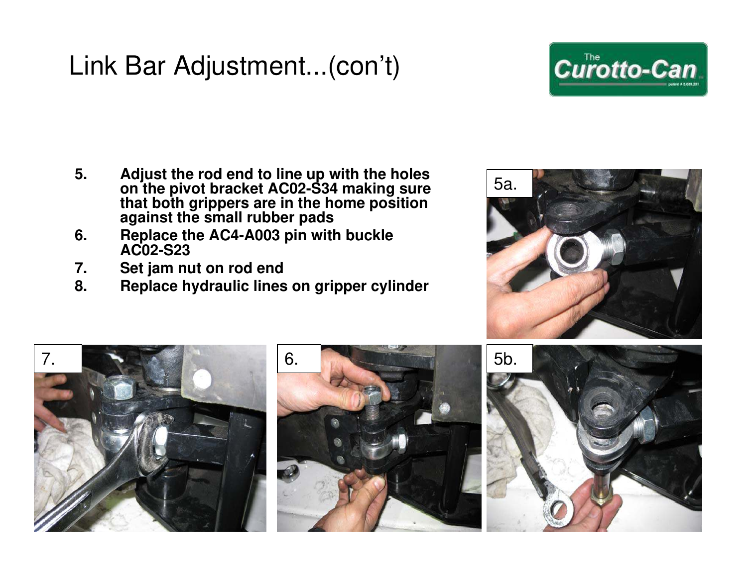# Link Bar Adjustment...(con't)

5. **Adjust the rod end to line up with the holes on the pivot bracket AC02-S34 making sure that both grippers are in the home position against the small rubber pads**
6. **Replace the AC4-A003 pin with buckle AC02-S23**
7. **Set jam nut on rod end**
8. **Replace hydraulic lines on gripper cylinder**

5a.

7.

6.

5b.